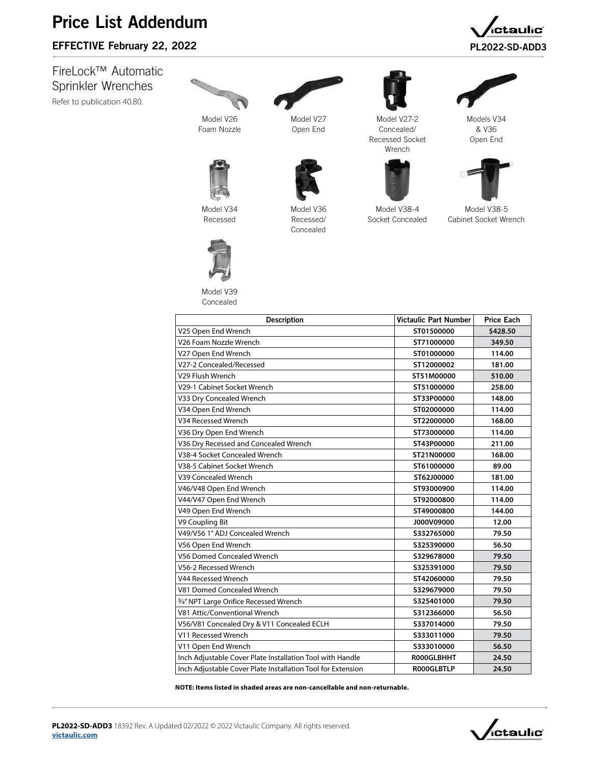# Price List Addendum

## EFFECTIVE February 22, 2022

PL2022-SD-ADD3

## FireLock™ Automatic Sprinkler Wrenches

Refer to publication 40.80.

Model V26 Foam Nozzle

Model V27 Open End

Model V27-2 Concealed/ Recessed Socket Wrench

Models V34 & V36 Open End

Model V34 Recessed

Model V36 Recessed/ Concealed

Model V38-4 Socket Concealed

Model V38-5 Cabinet Socket Wrench

Model V39 Concealed

| Description | Victaulic Part Number | Price Each |
|---|---|---|
| V25 Open End Wrench | ST01500000 | $428.50 |
| V26 Foam Nozzle Wrench | ST71000000 | 349.50 |
| V27 Open End Wrench | ST01000000 | 114.00 |
| V27-2 Concealed/Recessed | ST12000002 | 181.00 |
| V29 Flush Wrench | ST51M00000 | 510.00 |
| V29-1 Cabinet Socket Wrench | ST51000000 | 258.00 |
| V33 Dry Concealed Wrench | ST33P00000 | 148.00 |
| V34 Open End Wrench | ST02000000 | 114.00 |
| V34 Recessed Wrench | ST22000000 | 168.00 |
| V36 Dry Open End Wrench | ST73000000 | 114.00 |
| V36 Dry Recessed and Concealed Wrench | ST43P00000 | 211.00 |
| V38-4 Socket Concealed Wrench | ST21N00000 | 168.00 |
| V38-5 Cabinet Socket Wrench | ST61000000 | 89.00 |
| V39 Concealed Wrench | ST62J00000 | 181.00 |
| V46/V48 Open End Wrench | ST93000900 | 114.00 |
| V44/V47 Open End Wrench | ST92000800 | 114.00 |
| V49 Open End Wrench | ST49000800 | 144.00 |
| V9 Coupling Bit | J000V09000 | 12.00 |
| V49/V56 1" ADJ Concealed Wrench | S332765000 | 79.50 |
| V56 Open End Wrench | S325390000 | 56.50 |
| V56 Domed Concealed Wrench | S329678000 | 79.50 |
| V56-2 Recessed Wrench | S325391000 | 79.50 |
| V44 Recessed Wrench | ST42060000 | 79.50 |
| V81 Domed Concealed Wrench | S329679000 | 79.50 |
| ¾" NPT Large Orifice Recessed Wrench | S325401000 | 79.50 |
| V81 Attic/Conventional Wrench | S312366000 | 56.50 |
| V56/V81 Concealed Dry & V11 Concealed ECLH | S337014000 | 79.50 |
| V11 Recessed Wrench | S333011000 | 79.50 |
| V11 Open End Wrench | S333010000 | 56.50 |
| Inch Adjustable Cover Plate Installation Tool with Handle | R000GLBHHT | 24.50 |
| Inch Adjustable Cover Plate Installation Tool for Extension | R000GLBTLP | 24.50 |

**NOTE: Items listed in shaded areas are non-cancellable and non-returnable.**

**PL2022-SD-ADD3** 18392 Rev. A Updated 02/2022 © 2022 Victaulic Company. All rights reserved.
victaulic.com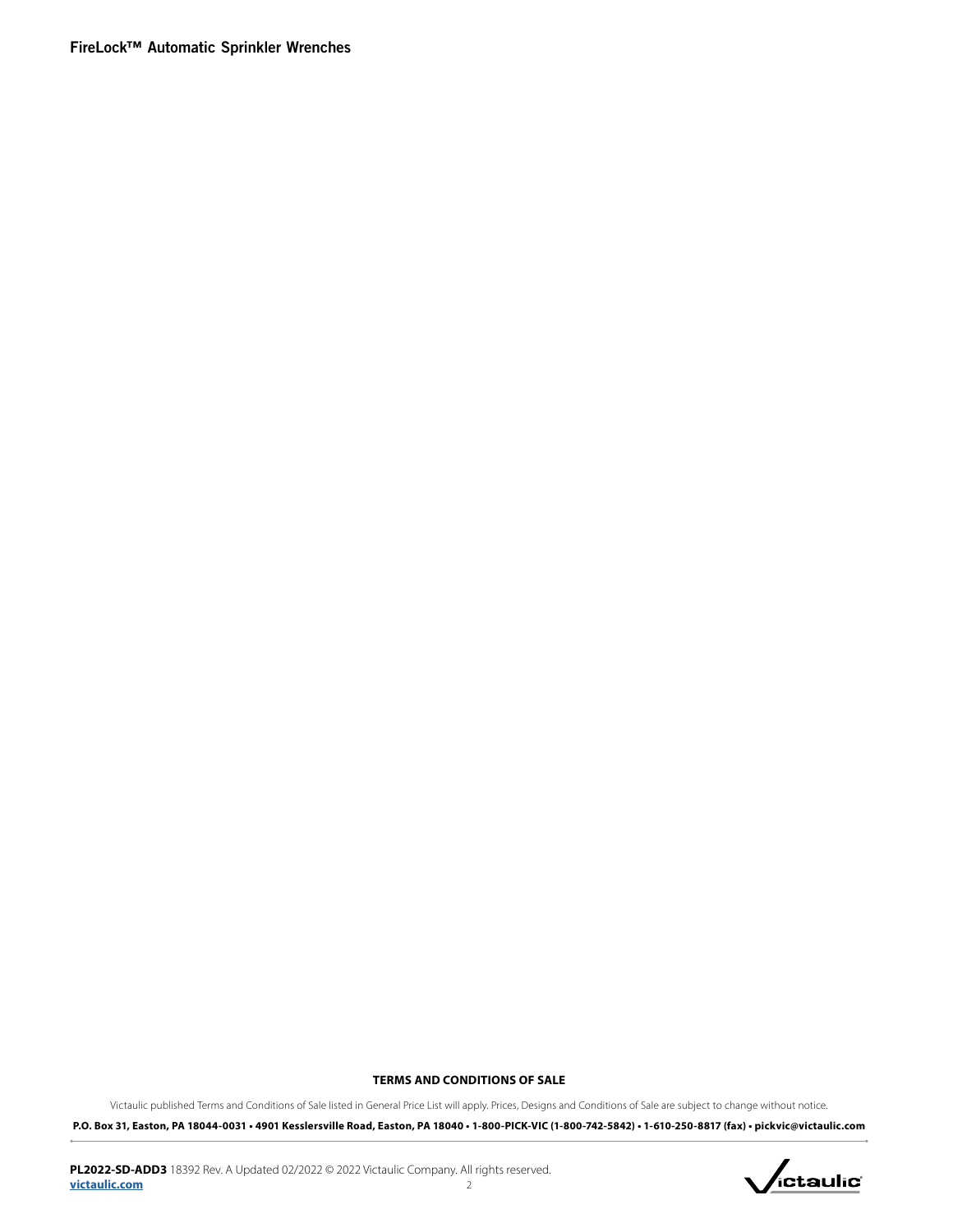## TERMS AND CONDITIONS OF SALE

Victaulic published Terms and Conditions of Sale listed in General Price List will apply. Prices, Designs and Conditions of Sale are subject to change without notice.

**P.O. Box 31, Easton, PA 18044-0031 • 4901 Kesslersville Road, Easton, PA 18040 • 1-800-PICK-VIC (1-800-742-5842) • 1-610-250-8817 (fax) • pickvic@victaulic.com**

**PL2022-SD-ADD3** 18392 Rev. A Updated 02/2022 © 2022 Victaulic Company. All rights reserved.

**victaulic.com**